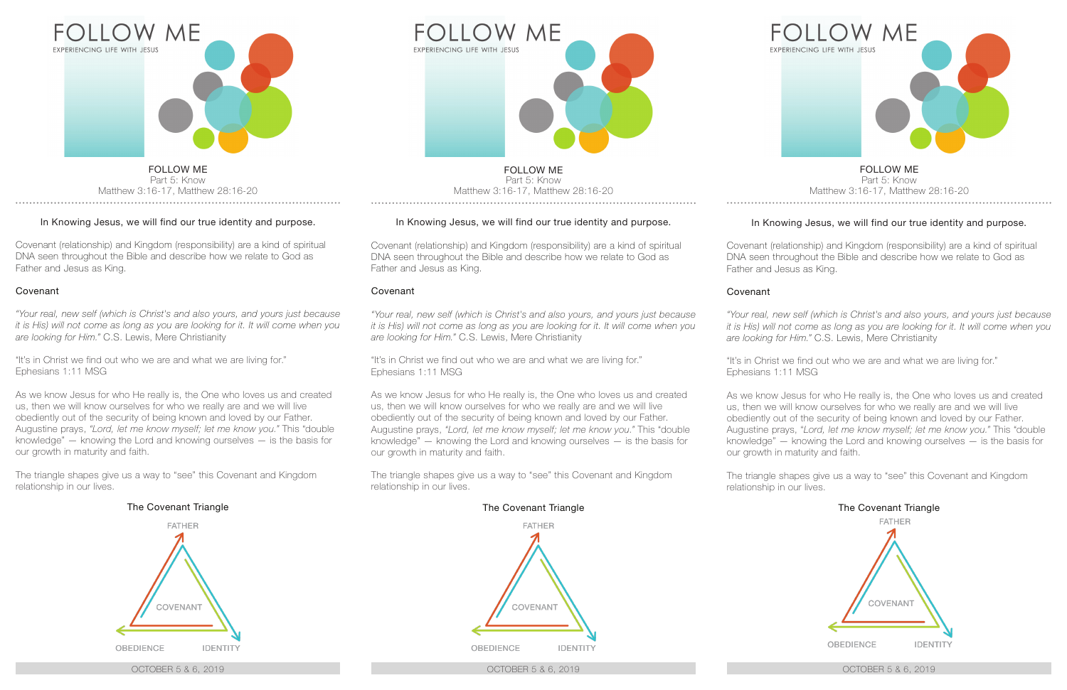# FOLLOW ME

EXPERIENCING LIFE WITH JESUS

FOLLOW ME
Part 5: Know
Matthew 3:16-17, Matthew 28:16-20

In Knowing Jesus, we will find our true identity and purpose.

Covenant (relationship) and Kingdom (responsibility) are a kind of spiritual DNA seen throughout the Bible and describe how we relate to God as Father and Jesus as King.

## Covenant

*"Your real, new self (which is Christ's and also yours, and yours just because it is His) will not come as long as you are looking for it. It will come when you are looking for Him."* C.S. Lewis, Mere Christianity

"It's in Christ we find out who we are and what we are living for." Ephesians 1:11 MSG

As we know Jesus for who He really is, the One who loves us and created us, then we will know ourselves for who we really are and we will live obediently out of the security of being known and loved by our Father. Augustine prays, *"Lord, let me know myself; let me know you."* This "double knowledge" — knowing the Lord and knowing ourselves — is the basis for our growth in maturity and faith.

The triangle shapes give us a way to "see" this Covenant and Kingdom relationship in our lives.

The Covenant Triangle

FATHER

COVENANT

OBEDIENCE IDENTITY

OCTOBER 5 & 6, 2019

---

# FOLLOW ME

EXPERIENCING LIFE WITH JESUS

FOLLOW ME
Part 5: Know
Matthew 3:16-17, Matthew 28:16-20

In Knowing Jesus, we will find our true identity and purpose.

Covenant (relationship) and Kingdom (responsibility) are a kind of spiritual DNA seen throughout the Bible and describe how we relate to God as Father and Jesus as King.

## Covenant

*"Your real, new self (which is Christ's and also yours, and yours just because it is His) will not come as long as you are looking for it. It will come when you are looking for Him."* C.S. Lewis, Mere Christianity

"It's in Christ we find out who we are and what we are living for." Ephesians 1:11 MSG

As we know Jesus for who He really is, the One who loves us and created us, then we will know ourselves for who we really are and we will live obediently out of the security of being known and loved by our Father. Augustine prays, *"Lord, let me know myself; let me know you."* This "double knowledge" — knowing the Lord and knowing ourselves — is the basis for our growth in maturity and faith.

The triangle shapes give us a way to "see" this Covenant and Kingdom relationship in our lives.

The Covenant Triangle

FATHER

COVENANT

OBEDIENCE IDENTITY

OCTOBER 5 & 6, 2019

---

# FOLLOW ME

EXPERIENCING LIFE WITH JESUS

FOLLOW ME
Part 5: Know
Matthew 3:16-17, Matthew 28:16-20

In Knowing Jesus, we will find our true identity and purpose.

Covenant (relationship) and Kingdom (responsibility) are a kind of spiritual DNA seen throughout the Bible and describe how we relate to God as Father and Jesus as King.

## Covenant

*"Your real, new self (which is Christ's and also yours, and yours just because it is His) will not come as long as you are looking for it. It will come when you are looking for Him."* C.S. Lewis, Mere Christianity

"It's in Christ we find out who we are and what we are living for." Ephesians 1:11 MSG

As we know Jesus for who He really is, the One who loves us and created us, then we will know ourselves for who we really are and we will live obediently out of the security of being known and loved by our Father. Augustine prays, *"Lord, let me know myself; let me know you."* This "double knowledge" — knowing the Lord and knowing ourselves — is the basis for our growth in maturity and faith.

The triangle shapes give us a way to "see" this Covenant and Kingdom relationship in our lives.

The Covenant Triangle

FATHER

COVENANT

OBEDIENCE IDENTITY

OCTOBER 5 & 6, 2019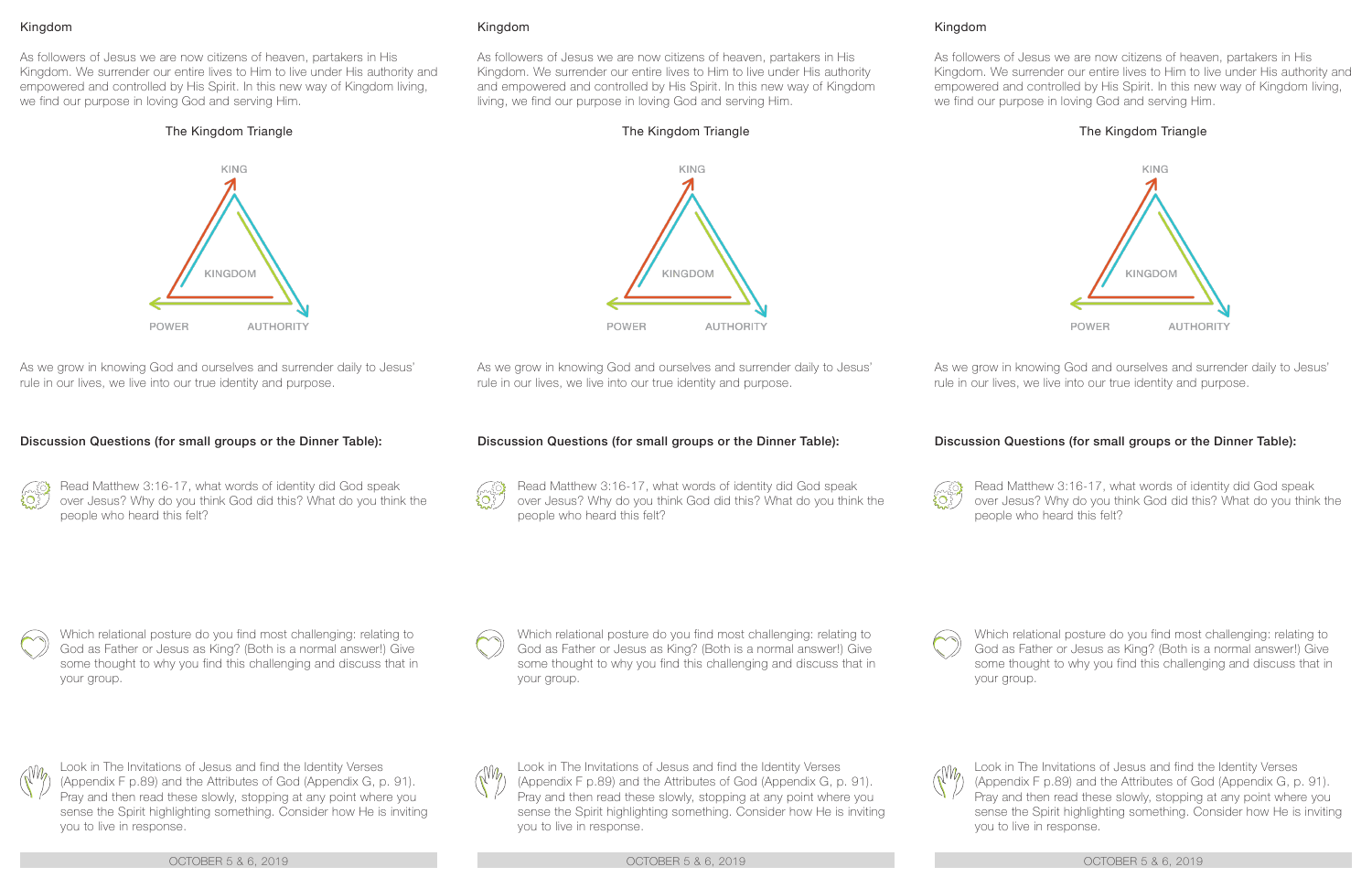Kingdom

As followers of Jesus we are now citizens of heaven, partakers in His Kingdom. We surrender our entire lives to Him to live under His authority and empowered and controlled by His Spirit. In this new way of Kingdom living, we find our purpose in loving God and serving Him.

The Kingdom Triangle

KING

KINGDOM

POWER

AUTHORITY

As we grow in knowing God and ourselves and surrender daily to Jesus' rule in our lives, we live into our true identity and purpose.

**Discussion Questions (for small groups or the Dinner Table):**

Read Matthew 3:16-17, what words of identity did God speak over Jesus? Why do you think God did this? What do you think the people who heard this felt?

Which relational posture do you find most challenging: relating to God as Father or Jesus as King? (Both is a normal answer!) Give some thought to why you find this challenging and discuss that in your group.

Look in The Invitations of Jesus and find the Identity Verses (Appendix F p.89) and the Attributes of God (Appendix G, p. 91). Pray and then read these slowly, stopping at any point where you sense the Spirit highlighting something. Consider how He is inviting you to live in response.

Kingdom

As followers of Jesus we are now citizens of heaven, partakers in His Kingdom. We surrender our entire lives to Him to live under His authority and empowered and controlled by His Spirit. In this new way of Kingdom living, we find our purpose in loving God and serving Him.

The Kingdom Triangle

KING

KINGDOM

POWER

AUTHORITY

As we grow in knowing God and ourselves and surrender daily to Jesus' rule in our lives, we live into our true identity and purpose.

**Discussion Questions (for small groups or the Dinner Table):**

Read Matthew 3:16-17, what words of identity did God speak over Jesus? Why do you think God did this? What do you think the people who heard this felt?

Which relational posture do you find most challenging: relating to God as Father or Jesus as King? (Both is a normal answer!) Give some thought to why you find this challenging and discuss that in your group.

Look in The Invitations of Jesus and find the Identity Verses (Appendix F p.89) and the Attributes of God (Appendix G, p. 91). Pray and then read these slowly, stopping at any point where you sense the Spirit highlighting something. Consider how He is inviting you to live in response.

Kingdom

As followers of Jesus we are now citizens of heaven, partakers in His Kingdom. We surrender our entire lives to Him to live under His authority and empowered and controlled by His Spirit. In this new way of Kingdom living, we find our purpose in loving God and serving Him.

The Kingdom Triangle

KING

KINGDOM

POWER

AUTHORITY

As we grow in knowing God and ourselves and surrender daily to Jesus' rule in our lives, we live into our true identity and purpose.

**Discussion Questions (for small groups or the Dinner Table):**

Read Matthew 3:16-17, what words of identity did God speak over Jesus? Why do you think God did this? What do you think the people who heard this felt?

Which relational posture do you find most challenging: relating to God as Father or Jesus as King? (Both is a normal answer!) Give some thought to why you find this challenging and discuss that in your group.

Look in The Invitations of Jesus and find the Identity Verses (Appendix F p.89) and the Attributes of God (Appendix G, p. 91). Pray and then read these slowly, stopping at any point where you sense the Spirit highlighting something. Consider how He is inviting you to live in response.